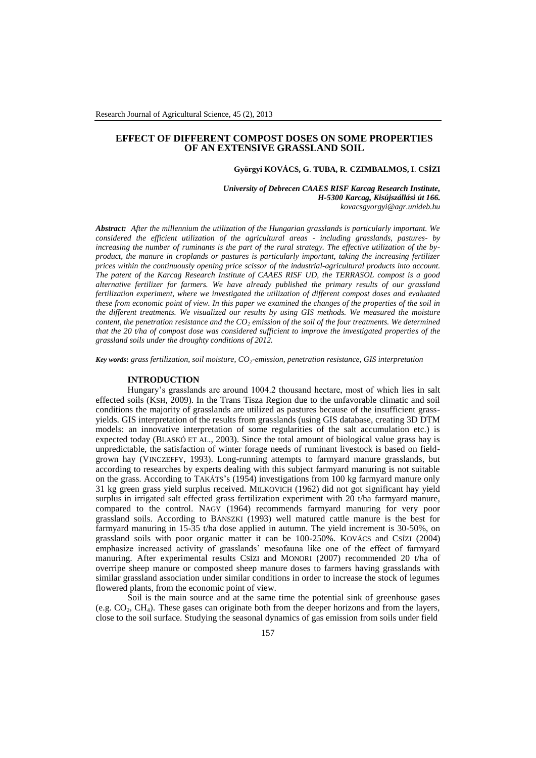# EFFECT OF DIFFERENT COMPOST DOSES ON SOME PROPERTIES OF AN EXTENSIVE GRASSLAND SOIL

**Györgyi KOVÁCS, G. TUBA, R. CZIMBALMOS, I. CSÍZI**

***University of Debrecen CAAES RISF Karcag Research Institute, H-5300 Karcag, Kisújszállási út 166.***
*kovacsgyorgyi@agr.unideb.hu*

***Abstract:*** *After the millennium the utilization of the Hungarian grasslands is particularly important. We considered the efficient utilization of the agricultural areas - including grasslands, pastures- by increasing the number of ruminants is the part of the rural strategy. The effective utilization of the by-product, the manure in croplands or pastures is particularly important, taking the increasing fertilizer prices within the continuously opening price scissor of the industrial-agricultural products into account. The patent of the Karcag Research Institute of CAAES RISF UD, the TERRASOL compost is a good alternative fertilizer for farmers. We have already published the primary results of our grassland fertilization experiment, where we investigated the utilization of different compost doses and evaluated these from economic point of view. In this paper we examined the changes of the properties of the soil in the different treatments. We visualized our results by using GIS methods. We measured the moisture content, the penetration resistance and the $CO_2$ emission of the soil of the four treatments. We determined that the 20 t/ha of compost dose was considered sufficient to improve the investigated properties of the grassland soils under the droughty conditions of 2012.*

***Key words*****:** *grass fertilization, soil moisture, $CO_2$-emission, penetration resistance, GIS interpretation*

## INTRODUCTION

Hungary's grasslands are around 1004.2 thousand hectare, most of which lies in salt effected soils (KSH, 2009). In the Trans Tisza Region due to the unfavorable climatic and soil conditions the majority of grasslands are utilized as pastures because of the insufficient grass-yields. GIS interpretation of the results from grasslands (using GIS database, creating 3D DTM models: an innovative interpretation of some regularities of the salt accumulation etc.) is expected today (BLASKÓ ET AL., 2003). Since the total amount of biological value grass hay is unpredictable, the satisfaction of winter forage needs of ruminant livestock is based on field-grown hay (VINCZEFFY, 1993). Long-running attempts to farmyard manure grasslands, but according to researches by experts dealing with this subject farmyard manuring is not suitable on the grass. According to TAKÁTS's (1954) investigations from 100 kg farmyard manure only 31 kg green grass yield surplus received. MILKOVICH (1962) did not got significant hay yield surplus in irrigated salt effected grass fertilization experiment with 20 t/ha farmyard manure, compared to the control. NAGY (1964) recommends farmyard manuring for very poor grassland soils. According to BÁNSZKI (1993) well matured cattle manure is the best for farmyard manuring in 15-35 t/ha dose applied in autumn. The yield increment is 30-50%, on grassland soils with poor organic matter it can be 100-250%. KOVÁCS and CSÍZI (2004) emphasize increased activity of grasslands' mesofauna like one of the effect of farmyard manuring. After experimental results CSÍZI and MONORI (2007) recommended 20 t/ha of overripe sheep manure or composted sheep manure doses to farmers having grasslands with similar grassland association under similar conditions in order to increase the stock of legumes flowered plants, from the economic point of view.

Soil is the main source and at the same time the potential sink of greenhouse gases (e.g. $CO_2$, $CH_4$). These gases can originate both from the deeper horizons and from the layers, close to the soil surface. Studying the seasonal dynamics of gas emission from soils under field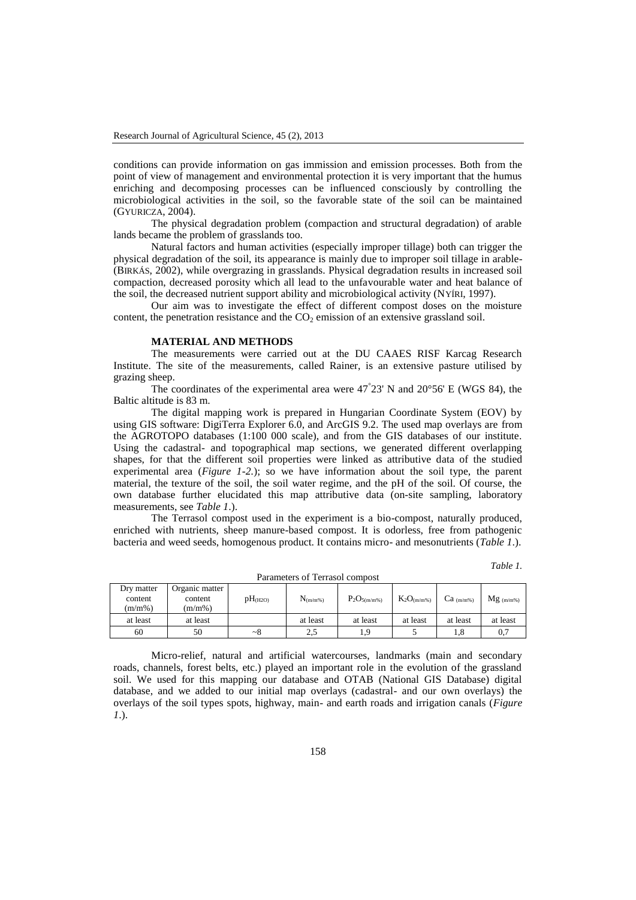conditions can provide information on gas immission and emission processes. Both from the point of view of management and environmental protection it is very important that the humus enriching and decomposing processes can be influenced consciously by controlling the microbiological activities in the soil, so the favorable state of the soil can be maintained (GYURICZA, 2004).

The physical degradation problem (compaction and structural degradation) of arable lands became the problem of grasslands too.

Natural factors and human activities (especially improper tillage) both can trigger the physical degradation of the soil, its appearance is mainly due to improper soil tillage in arable- (BIRKÁS, 2002), while overgrazing in grasslands. Physical degradation results in increased soil compaction, decreased porosity which all lead to the unfavourable water and heat balance of the soil, the decreased nutrient support ability and microbiological activity (NYÍRI, 1997).

Our aim was to investigate the effect of different compost doses on the moisture content, the penetration resistance and the $CO_2$ emission of an extensive grassland soil.

## MATERIAL AND METHODS

The measurements were carried out at the DU CAAES RISF Karcag Research Institute. The site of the measurements, called Rainer, is an extensive pasture utilised by grazing sheep.

The coordinates of the experimental area were 47°23' N and 20°56' E (WGS 84), the Baltic altitude is 83 m.

The digital mapping work is prepared in Hungarian Coordinate System (EOV) by using GIS software: DigiTerra Explorer 6.0, and ArcGIS 9.2. The used map overlays are from the AGROTOPO databases (1:100 000 scale), and from the GIS databases of our institute. Using the cadastral- and topographical map sections, we generated different overlapping shapes, for that the different soil properties were linked as attributive data of the studied experimental area (*Figure 1-2.*); so we have information about the soil type, the parent material, the texture of the soil, the soil water regime, and the pH of the soil. Of course, the own database further elucidated this map attributive data (on-site sampling, laboratory measurements, see *Table 1.*).

The Terrasol compost used in the experiment is a bio-compost, naturally produced, enriched with nutrients, sheep manure-based compost. It is odorless, free from pathogenic bacteria and weed seeds, homogenous product. It contains micro- and mesonutrients (*Table 1.*).

*Table 1.*

Parameters of Terrasol compost

| Dry matter content (m/m%) | Organic matter content (m/m%) | $pH_{(H2O)}$ | $N_{(m/m\%)}$ | $P_2O_{5(m/m\%)}$ | $K_2O_{(m/m\%)}$ | $Ca_{(m/m\%)}$ | $Mg_{(m/m\%)}$ |
|---|---|---|---|---|---|---|---|
| at least | at least | | at least | at least | at least | at least | at least |
| 60 | 50 | ~8 | 2,5 | 1,9 | 5 | 1,8 | 0,7 |

Micro-relief, natural and artificial watercourses, landmarks (main and secondary roads, channels, forest belts, etc.) played an important role in the evolution of the grassland soil. We used for this mapping our database and OTAB (National GIS Database) digital database, and we added to our initial map overlays (cadastral- and our own overlays) the overlays of the soil types spots, highway, main- and earth roads and irrigation canals (*Figure 1.*).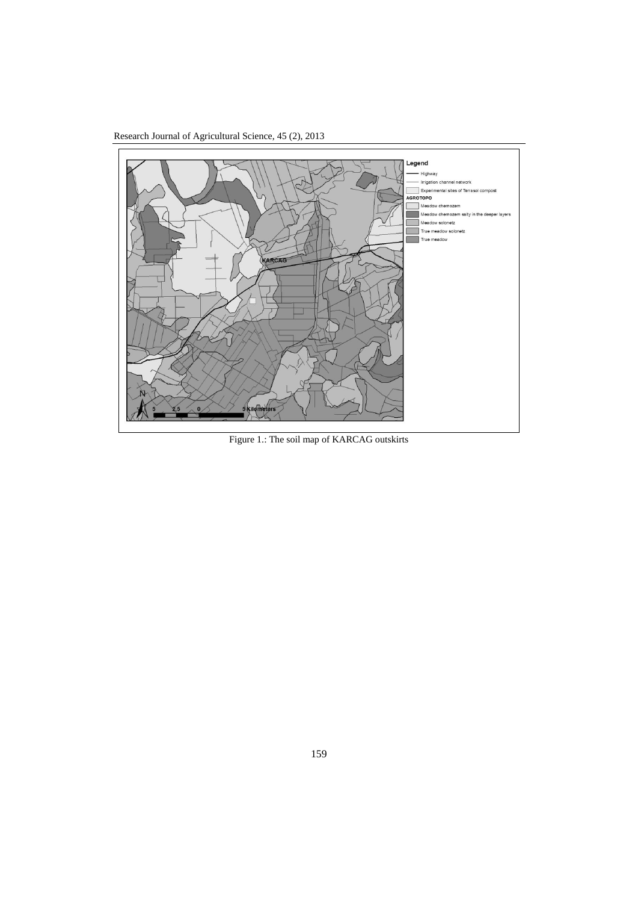Figure 1.: The soil map of KARCAG outskirts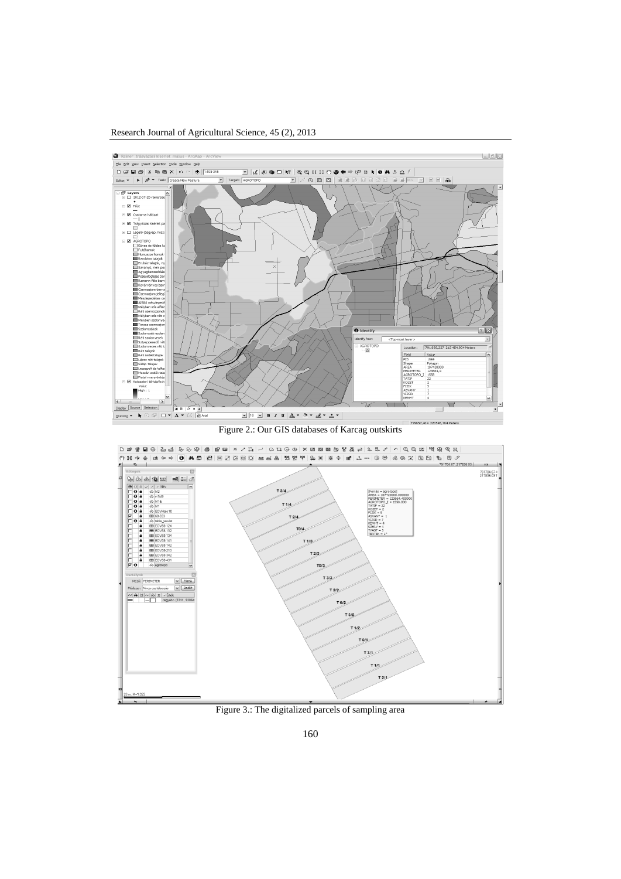Figure 2.: Our GIS databases of Karcag outskirts

Figure 3.: The digitalized parcels of sampling area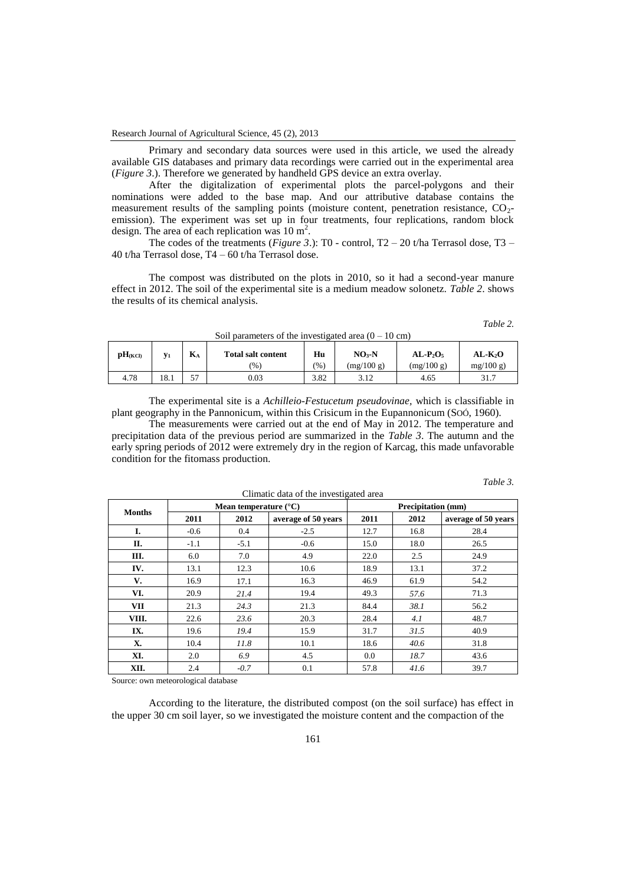Primary and secondary data sources were used in this article, we used the already available GIS databases and primary data recordings were carried out in the experimental area (*Figure 3*.). Therefore we generated by handheld GPS device an extra overlay.

After the digitalization of experimental plots the parcel-polygons and their nominations were added to the base map. And our attributive database contains the measurement results of the sampling points (moisture content, penetration resistance, $CO_2$-emission). The experiment was set up in four treatments, four replications, random block design. The area of each replication was 10 $m^2$.

The codes of the treatments (*Figure 3*.): T0 - control, T2 – 20 t/ha Terrasol dose, T3 – 40 t/ha Terrasol dose, T4 – 60 t/ha Terrasol dose.

The compost was distributed on the plots in 2010, so it had a second-year manure effect in 2012. The soil of the experimental site is a medium meadow solonetz. *Table 2*. shows the results of its chemical analysis.

*Table 2.*

Soil parameters of the investigated area (0 – 10 cm)

| $pH_{(KCl)}$ | $y_1$ | $K_A$ | Total salt content (%) | Hu (%) | $NO_3$-N (mg/100 g) | AL-$P_2O_5$ (mg/100 g) | AL-$K_2O$ mg/100 g) |
|---|---|---|---|---|---|---|---|
| 4.78 | 18.1 | 57 | 0.03 | 3.82 | 3.12 | 4.65 | 31.7 |

The experimental site is a *Achilleio-Festucetum pseudovinae,* which is classifiable in plant geography in the Pannonicum, within this Crisicum in the Eupannonicum (SOÓ, 1960).

The measurements were carried out at the end of May in 2012. The temperature and precipitation data of the previous period are summarized in the *Table 3*. The autumn and the early spring periods of 2012 were extremely dry in the region of Karcag, this made unfavorable condition for the fitomass production.

*Table 3.*

Climatic data of the investigated area

| Months | Mean temperature (°C) | | | Precipitation (mm) | | |
|---|---|---|---|---|---|---|
| | 2011 | 2012 | average of 50 years | 2011 | 2012 | average of 50 years |
| I. | -0.6 | 0.4 | -2.5 | 12.7 | 16.8 | 28.4 |
| II. | -1.1 | -5.1 | -0.6 | 15.0 | 18.0 | 26.5 |
| III. | 6.0 | 7.0 | 4.9 | 22.0 | 2.5 | 24.9 |
| IV. | 13.1 | 12.3 | 10.6 | 18.9 | 13.1 | 37.2 |
| V. | 16.9 | 17.1 | 16.3 | 46.9 | 61.9 | 54.2 |
| VI. | 20.9 | *21.4* | 19.4 | 49.3 | *57.6* | 71.3 |
| VII | 21.3 | *24.3* | 21.3 | 84.4 | *38.1* | 56.2 |
| VIII. | 22.6 | *23.6* | 20.3 | 28.4 | *4.1* | 48.7 |
| IX. | 19.6 | *19.4* | 15.9 | 31.7 | *31.5* | 40.9 |
| X. | 10.4 | *11.8* | 10.1 | 18.6 | *40.6* | 31.8 |
| XI. | 2.0 | *6.9* | 4.5 | 0.0 | *18.7* | 43.6 |
| XII. | 2.4 | *-0.7* | 0.1 | 57.8 | *41.6* | 39.7 |

Source: own meteorological database

According to the literature, the distributed compost (on the soil surface) has effect in the upper 30 cm soil layer, so we investigated the moisture content and the compaction of the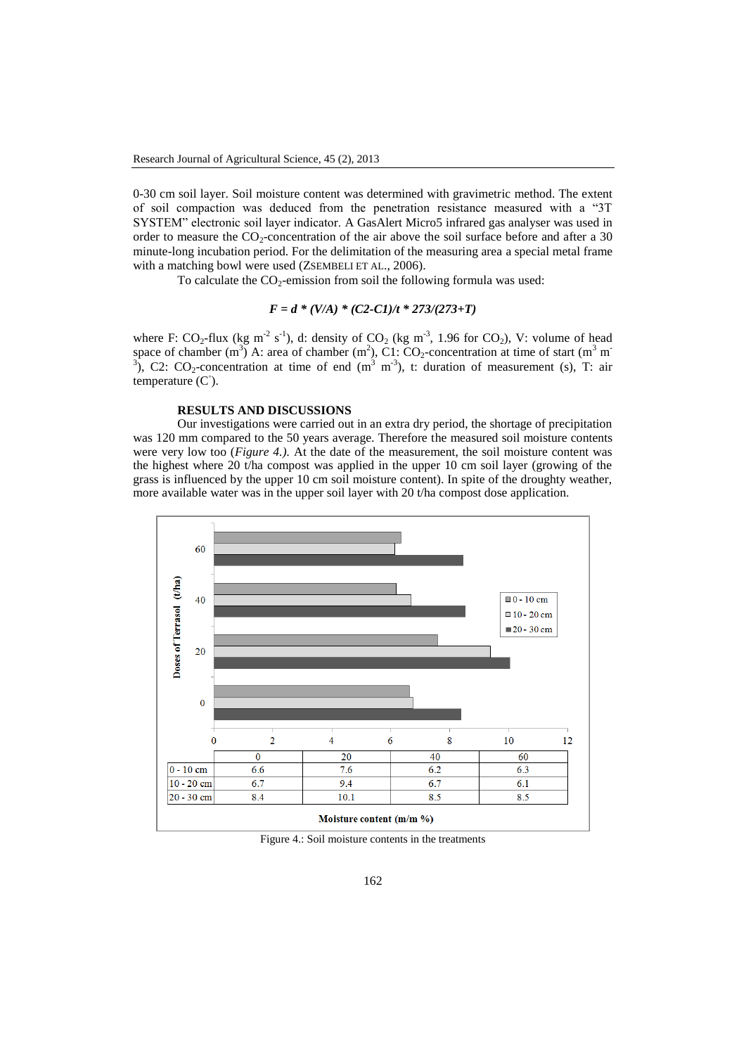0-30 cm soil layer. Soil moisture content was determined with gravimetric method. The extent of soil compaction was deduced from the penetration resistance measured with a "3T SYSTEM" electronic soil layer indicator. A GasAlert Micro5 infrared gas analyser was used in order to measure the $CO_2$-concentration of the air above the soil surface before and after a 30 minute-long incubation period. For the delimitation of the measuring area a special metal frame with a matching bowl were used (ZSEMBELI ET AL., 2006).

To calculate the $CO_2$-emission from soil the following formula was used:

$$F = d * (V/A) * (C2-C1)/t * 273/(273+T)$$

where F: $CO_2$-flux (kg $m^{-2}$ $s^{-1}$), d: density of $CO_2$ (kg $m^{-3}$, 1.96 for $CO_2$), V: volume of head space of chamber ($m^3$) A: area of chamber ($m^2$), C1: $CO_2$-concentration at time of start ($m^3$ $m^{-3}$), C2: $CO_2$-concentration at time of end ($m^3$ $m^{-3}$), t: duration of measurement (s), T: air temperature (C°).

## RESULTS AND DISCUSSIONS

Our investigations were carried out in an extra dry period, the shortage of precipitation was 120 mm compared to the 50 years average. Therefore the measured soil moisture contents were very low too (*Figure 4.)*. At the date of the measurement, the soil moisture content was the highest where 20 t/ha compost was applied in the upper 10 cm soil layer (growing of the grass is influenced by the upper 10 cm soil moisture content). In spite of the droughty weather, more available water was in the upper soil layer with 20 t/ha compost dose application.

| | 0 | 20 | 40 | 60 |
|---|---|---|---|---|
| 0 - 10 cm | 6.6 | 7.6 | 6.2 | 6.3 |
| 10 - 20 cm | 6.7 | 9.4 | 6.7 | 6.1 |
| 20 - 30 cm | 8.4 | 10.1 | 8.5 | 8.5 |

Doses of Terrasol (t/ha); Moisture content (m/m %)

Figure 4.: Soil moisture contents in the treatments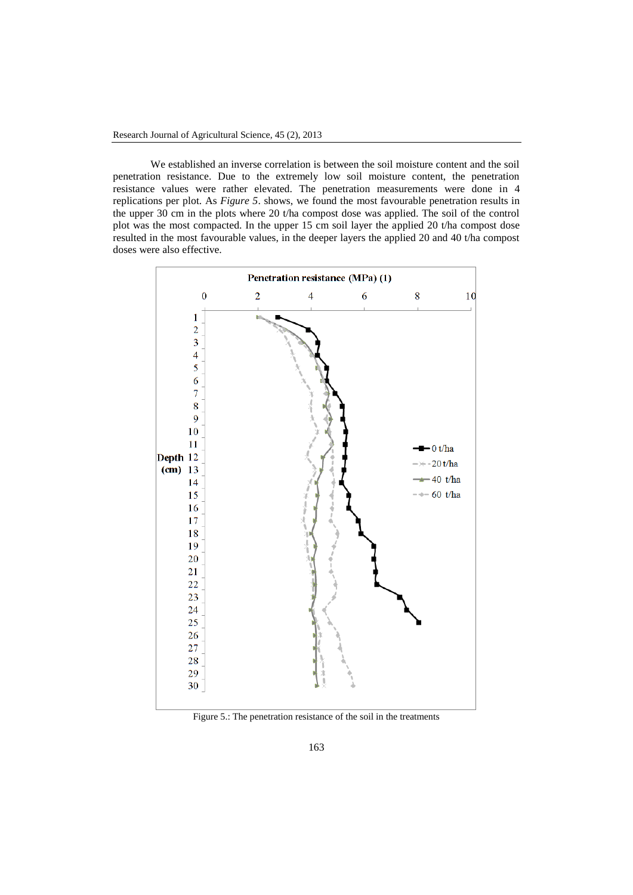We established an inverse correlation is between the soil moisture content and the soil penetration resistance. Due to the extremely low soil moisture content, the penetration resistance values were rather elevated. The penetration measurements were done in 4 replications per plot. As *Figure 5*. shows, we found the most favourable penetration results in the upper 30 cm in the plots where 20 t/ha compost dose was applied. The soil of the control plot was the most compacted. In the upper 15 cm soil layer the applied 20 t/ha compost dose resulted in the most favourable values, in the deeper layers the applied 20 and 40 t/ha compost doses were also effective.

Figure 5.: The penetration resistance of the soil in the treatments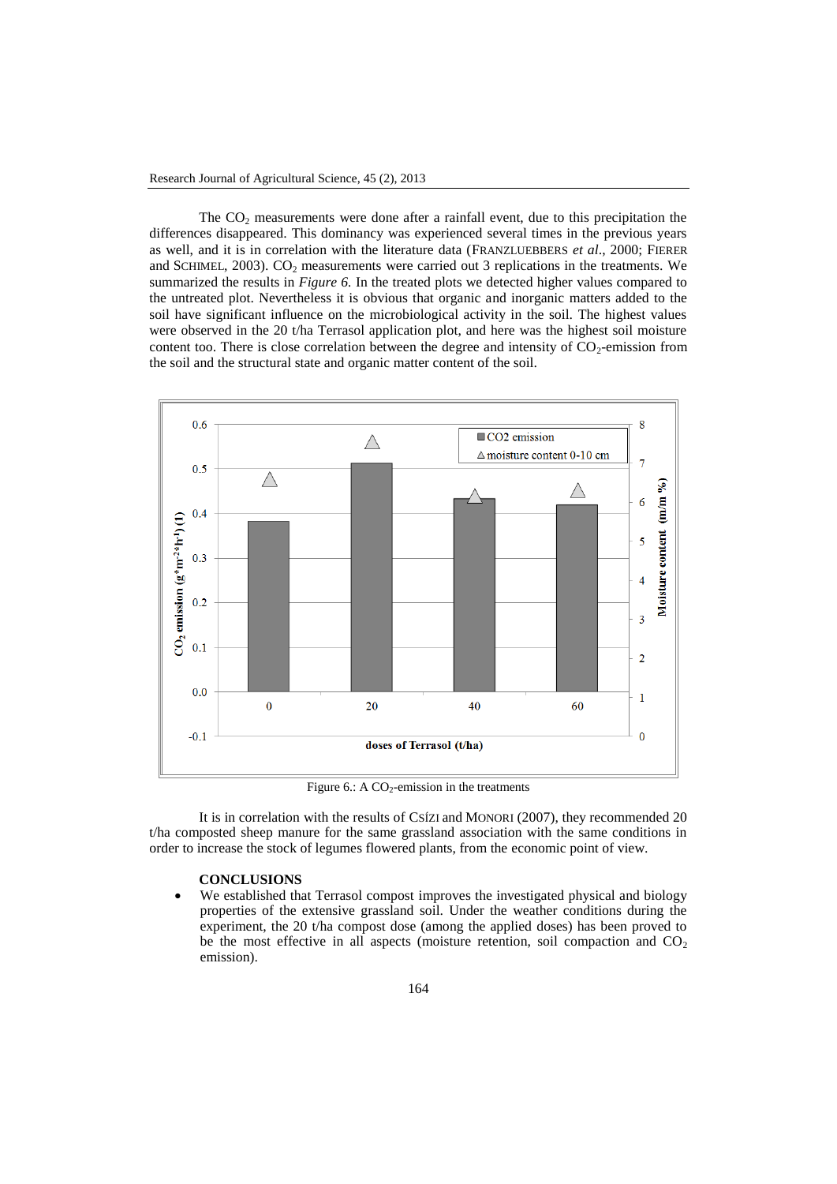The $CO_2$ measurements were done after a rainfall event, due to this precipitation the differences disappeared. This dominancy was experienced several times in the previous years as well, and it is in correlation with the literature data (FRANZLUEBBERS *et al.*, 2000; FIERER and SCHIMEL, 2003). $CO_2$ measurements were carried out 3 replications in the treatments. We summarized the results in *Figure 6.* In the treated plots we detected higher values compared to the untreated plot. Nevertheless it is obvious that organic and inorganic matters added to the soil have significant influence on the microbiological activity in the soil. The highest values were observed in the 20 t/ha Terrasol application plot, and here was the highest soil moisture content too. There is close correlation between the degree and intensity of $CO_2$-emission from the soil and the structural state and organic matter content of the soil.

Figure 6.: A $CO_2$-emission in the treatments

It is in correlation with the results of CSÍZI and MONORI (2007), they recommended 20 t/ha composted sheep manure for the same grassland association with the same conditions in order to increase the stock of legumes flowered plants, from the economic point of view.

## CONCLUSIONS

- We established that Terrasol compost improves the investigated physical and biology properties of the extensive grassland soil. Under the weather conditions during the experiment, the 20 t/ha compost dose (among the applied doses) has been proved to be the most effective in all aspects (moisture retention, soil compaction and $CO_2$ emission).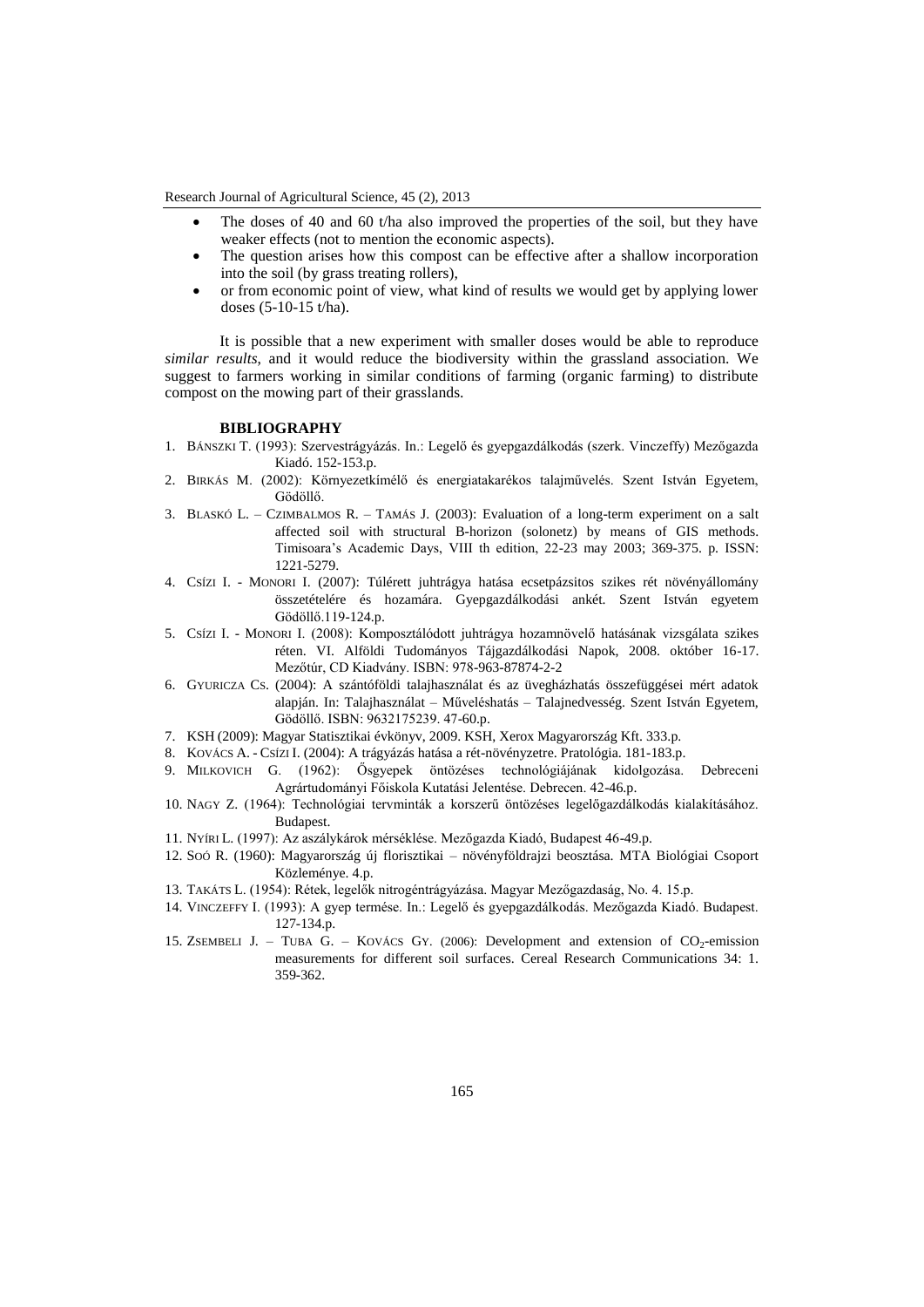- The doses of 40 and 60 t/ha also improved the properties of the soil, but they have weaker effects (not to mention the economic aspects).
- The question arises how this compost can be effective after a shallow incorporation into the soil (by grass treating rollers),
- or from economic point of view, what kind of results we would get by applying lower doses (5-10-15 t/ha).

It is possible that a new experiment with smaller doses would be able to reproduce *similar results*, and it would reduce the biodiversity within the grassland association. We suggest to farmers working in similar conditions of farming (organic farming) to distribute compost on the mowing part of their grasslands.

## BIBLIOGRAPHY

1. BÁNSZKI T. (1993): Szervestrágyázás. In.: Legelő és gyepgazdálkodás (szerk. Vinczeffy) Mezőgazda Kiadó. 152-153.p.
2. BIRKÁS M. (2002): Környezetkímélő és energiatakarékos talajművelés. Szent István Egyetem, Gödöllő.
3. BLASKÓ L. – CZIMBALMOS R. – TAMÁS J. (2003): Evaluation of a long-term experiment on a salt affected soil with structural B-horizon (solonetz) by means of GIS methods. Timisoara's Academic Days, VIII th edition, 22-23 may 2003; 369-375. p. ISSN: 1221-5279.
4. CSÍZI I. - MONORI I. (2007): Túlérett juhtrágya hatása ecsetpázsitos szikes rét növényállomány összetételére és hozamára. Gyepgazdálkodási ankét. Szent István egyetem Gödöllő.119-124.p.
5. CSÍZI I. - MONORI I. (2008): Komposztálódott juhtrágya hozamnövelő hatásának vizsgálata szikes réten. VI. Alföldi Tudományos Tájgazdálkodási Napok, 2008. október 16-17. Mezőtúr, CD Kiadvány. ISBN: 978-963-87874-2-2
6. GYURICZA CS. (2004): A szántóföldi talajhasználat és az üvegházhatás összefüggései mért adatok alapján. In: Talajhasználat – Műveléshatás – Talajnedvesség. Szent István Egyetem, Gödöllő. ISBN: 9632175239. 47-60.p.
7. KSH (2009): Magyar Statisztikai évkönyv, 2009. KSH, Xerox Magyarország Kft. 333.p.
8. KOVÁCS A. - CSÍZI I. (2004): A trágyázás hatása a rét-növényzetre. Pratológia. 181-183.p.
9. MILKOVICH G. (1962): Ősgyepek öntözéses technológiájának kidolgozása. Debreceni Agrártudományi Főiskola Kutatási Jelentése. Debrecen. 42-46.p.
10. NAGY Z. (1964): Technológiai tervminták a korszerű öntözéses legelőgazdálkodás kialakításához. Budapest.
11. NYÍRI L. (1997): Az aszálykárok mérséklése. Mezőgazda Kiadó, Budapest 46-49.p.
12. SOÓ R. (1960): Magyarország új florisztikai – növényföldrajzi beosztása. MTA Biológiai Csoport Közleménye. 4.p.
13. TAKÁTS L. (1954): Rétek, legelők nitrogéntrágyázása. Magyar Mezőgazdaság, No. 4. 15.p.
14. VINCZEFFY I. (1993): A gyep termése. In.: Legelő és gyepgazdálkodás. Mezőgazda Kiadó. Budapest. 127-134.p.
15. ZSEMBELI J. – TUBA G. – KOVÁCS GY. (2006): Development and extension of $CO_2$-emission measurements for different soil surfaces. Cereal Research Communications 34: 1. 359-362.